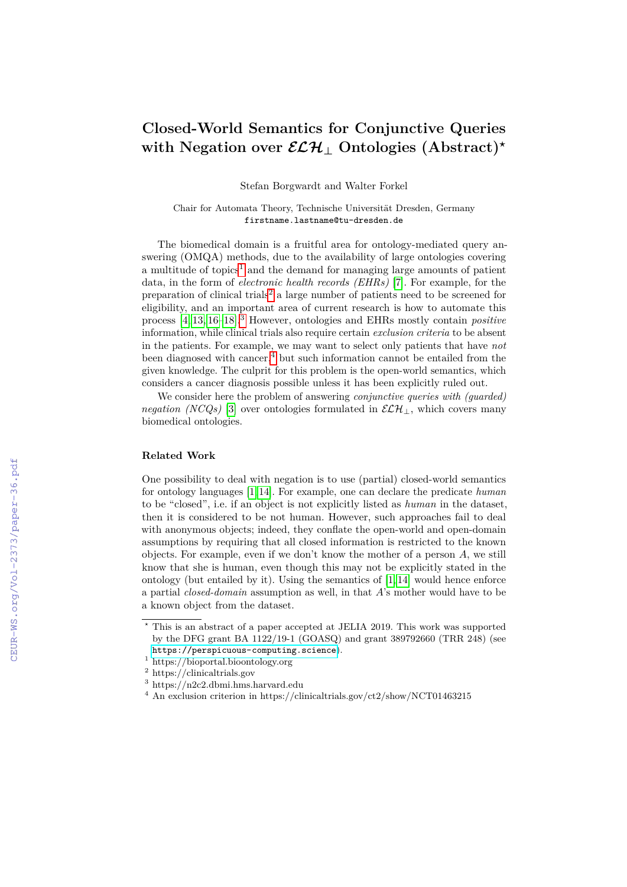# Closed-World Semantics for Conjunctive Queries with Negation over $\mathcal{ELH}_\bot$ Ontologies (Abstract)*

Stefan Borgwardt and Walter Forkel

Chair for Automata Theory, Technische Universität Dresden, Germany
`firstname.lastname@tu-dresden.de`

The biomedical domain is a fruitful area for ontology-mediated query answering (OMQA) methods, due to the availability of large ontologies covering a multitude of topics[1] and the demand for managing large amounts of patient data, in the form of *electronic health records (EHRs)* [7]. For example, for the preparation of clinical trials[2] a large number of patients need to be screened for eligibility, and an important area of current research is how to automate this process [4,13,16–18].[3] However, ontologies and EHRs mostly contain *positive* information, while clinical trials also require certain *exclusion criteria* to be absent in the patients. For example, we may want to select only patients that have *not* been diagnosed with cancer,[4] but such information cannot be entailed from the given knowledge. The culprit for this problem is the open-world semantics, which considers a cancer diagnosis possible unless it has been explicitly ruled out.

We consider here the problem of answering *conjunctive queries with (guarded) negation (NCQs)* [3] over ontologies formulated in $\mathcal{ELH}_\bot$, which covers many biomedical ontologies.

### Related Work

One possibility to deal with negation is to use (partial) closed-world semantics for ontology languages [1,14]. For example, one can declare the predicate *human* to be "closed", i.e. if an object is not explicitly listed as *human* in the dataset, then it is considered to be not human. However, such approaches fail to deal with anonymous objects; indeed, they conflate the open-world and open-domain assumptions by requiring that all closed information is restricted to the known objects. For example, even if we don't know the mother of a person $A$, we still know that she is human, even though this may not be explicitly stated in the ontology (but entailed by it). Using the semantics of [1,14] would hence enforce a partial *closed-domain* assumption as well, in that $A$'s mother would have to be a known object from the dataset.

---

* This is an abstract of a paper accepted at JELIA 2019. This work was supported by the DFG grant BA 1122/19-1 (GOASQ) and grant 389792660 (TRR 248) (see `https://perspicuous-computing.science`).

[1] https://bioportal.bioontology.org

[2] https://clinicaltrials.gov

[3] https://n2c2.dbmi.hms.harvard.edu

[4] An exclusion criterion in https://clinicaltrials.gov/ct2/show/NCT01463215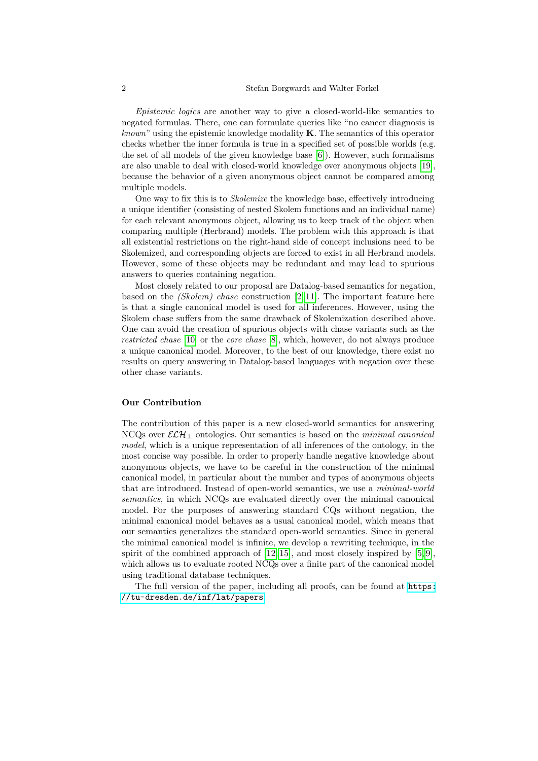*Epistemic logics* are another way to give a closed-world-like semantics to negated formulas. There, one can formulate queries like "no cancer diagnosis is *known*" using the epistemic knowledge modality **K**. The semantics of this operator checks whether the inner formula is true in a specified set of possible worlds (e.g. the set of all models of the given knowledge base [6]). However, such formalisms are also unable to deal with closed-world knowledge over anonymous objects [19], because the behavior of a given anonymous object cannot be compared among multiple models.

One way to fix this is to *Skolemize* the knowledge base, effectively introducing a unique identifier (consisting of nested Skolem functions and an individual name) for each relevant anonymous object, allowing us to keep track of the object when comparing multiple (Herbrand) models. The problem with this approach is that all existential restrictions on the right-hand side of concept inclusions need to be Skolemized, and corresponding objects are forced to exist in all Herbrand models. However, some of these objects may be redundant and may lead to spurious answers to queries containing negation.

Most closely related to our proposal are Datalog-based semantics for negation, based on the *(Skolem) chase* construction [2,11]. The important feature here is that a single canonical model is used for all inferences. However, using the Skolem chase suffers from the same drawback of Skolemization described above. One can avoid the creation of spurious objects with chase variants such as the *restricted chase* [10] or the *core chase* [8], which, however, do not always produce a unique canonical model. Moreover, to the best of our knowledge, there exist no results on query answering in Datalog-based languages with negation over these other chase variants.

### Our Contribution

The contribution of this paper is a new closed-world semantics for answering NCQs over $\mathcal{ELH}_\bot$ ontologies. Our semantics is based on the *minimal canonical model*, which is a unique representation of all inferences of the ontology, in the most concise way possible. In order to properly handle negative knowledge about anonymous objects, we have to be careful in the construction of the minimal canonical model, in particular about the number and types of anonymous objects that are introduced. Instead of open-world semantics, we use a *minimal-world semantics*, in which NCQs are evaluated directly over the minimal canonical model. For the purposes of answering standard CQs without negation, the minimal canonical model behaves as a usual canonical model, which means that our semantics generalizes the standard open-world semantics. Since in general the minimal canonical model is infinite, we develop a rewriting technique, in the spirit of the combined approach of [12,15], and most closely inspired by [5,9], which allows us to evaluate rooted NCQs over a finite part of the canonical model using traditional database techniques.

The full version of the paper, including all proofs, can be found at https://tu-dresden.de/inf/lat/papers.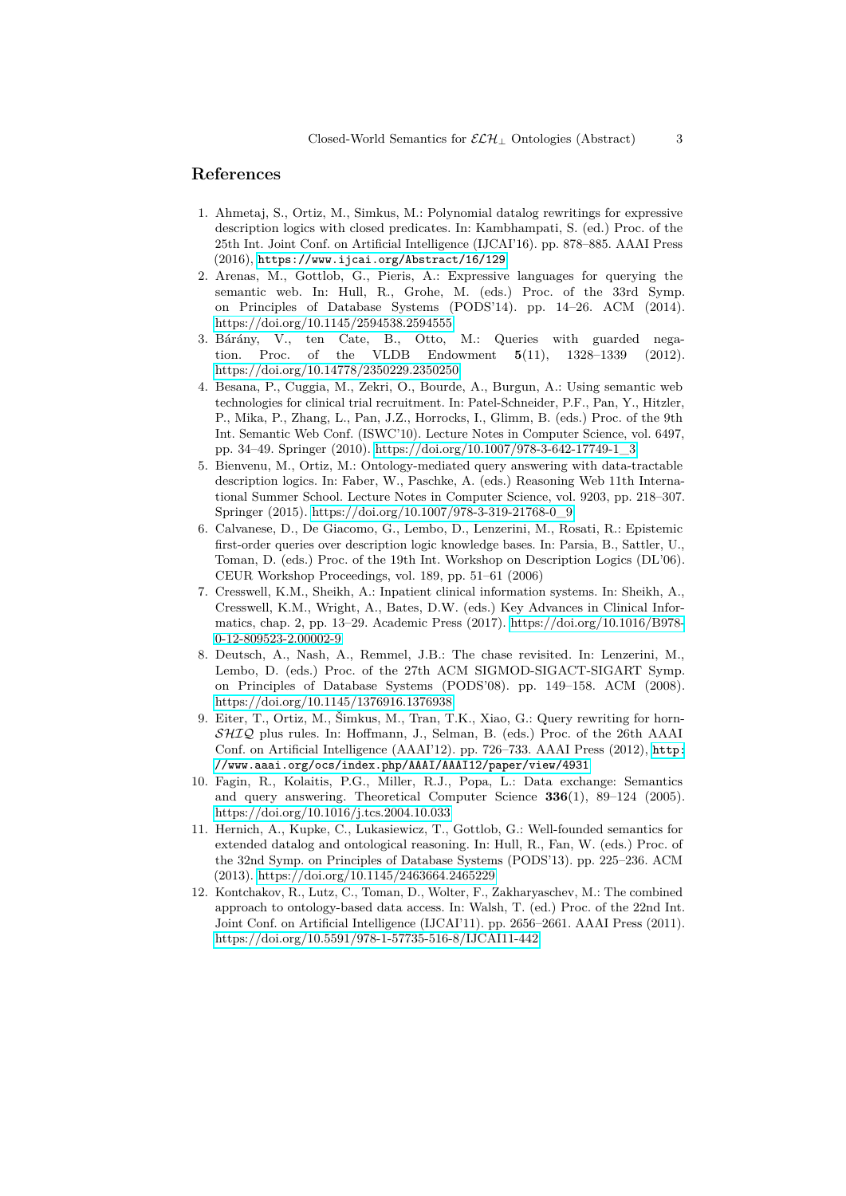## References

1. Ahmetaj, S., Ortiz, M., Simkus, M.: Polynomial datalog rewritings for expressive description logics with closed predicates. In: Kambhampati, S. (ed.) Proc. of the 25th Int. Joint Conf. on Artificial Intelligence (IJCAI'16). pp. 878–885. AAAI Press (2016), https://www.ijcai.org/Abstract/16/129
2. Arenas, M., Gottlob, G., Pieris, A.: Expressive languages for querying the semantic web. In: Hull, R., Grohe, M. (eds.) Proc. of the 33rd Symp. on Principles of Database Systems (PODS'14). pp. 14–26. ACM (2014). https://doi.org/10.1145/2594538.2594555
3. Bárány, V., ten Cate, B., Otto, M.: Queries with guarded negation. Proc. of the VLDB Endowment **5**(11), 1328–1339 (2012). https://doi.org/10.14778/2350229.2350250
4. Besana, P., Cuggia, M., Zekri, O., Bourde, A., Burgun, A.: Using semantic web technologies for clinical trial recruitment. In: Patel-Schneider, P.F., Pan, Y., Hitzler, P., Mika, P., Zhang, L., Pan, J.Z., Horrocks, I., Glimm, B. (eds.) Proc. of the 9th Int. Semantic Web Conf. (ISWC'10). Lecture Notes in Computer Science, vol. 6497, pp. 34–49. Springer (2010). https://doi.org/10.1007/978-3-642-17749-1_3
5. Bienvenu, M., Ortiz, M.: Ontology-mediated query answering with data-tractable description logics. In: Faber, W., Paschke, A. (eds.) Reasoning Web 11th International Summer School. Lecture Notes in Computer Science, vol. 9203, pp. 218–307. Springer (2015). https://doi.org/10.1007/978-3-319-21768-0_9
6. Calvanese, D., De Giacomo, G., Lembo, D., Lenzerini, M., Rosati, R.: Epistemic first-order queries over description logic knowledge bases. In: Parsia, B., Sattler, U., Toman, D. (eds.) Proc. of the 19th Int. Workshop on Description Logics (DL'06). CEUR Workshop Proceedings, vol. 189, pp. 51–61 (2006)
7. Cresswell, K.M., Sheikh, A.: Inpatient clinical information systems. In: Sheikh, A., Cresswell, K.M., Wright, A., Bates, D.W. (eds.) Key Advances in Clinical Informatics, chap. 2, pp. 13–29. Academic Press (2017). https://doi.org/10.1016/B978-0-12-809523-2.00002-9
8. Deutsch, A., Nash, A., Remmel, J.B.: The chase revisited. In: Lenzerini, M., Lembo, D. (eds.) Proc. of the 27th ACM SIGMOD-SIGACT-SIGART Symp. on Principles of Database Systems (PODS'08). pp. 149–158. ACM (2008). https://doi.org/10.1145/1376916.1376938
9. Eiter, T., Ortiz, M., Šimkus, M., Tran, T.K., Xiao, G.: Query rewriting for horn-$\mathcal{SHIQ}$ plus rules. In: Hoffmann, J., Selman, B. (eds.) Proc. of the 26th AAAI Conf. on Artificial Intelligence (AAAI'12). pp. 726–733. AAAI Press (2012), http://www.aaai.org/ocs/index.php/AAAI/AAAI12/paper/view/4931
10. Fagin, R., Kolaitis, P.G., Miller, R.J., Popa, L.: Data exchange: Semantics and query answering. Theoretical Computer Science **336**(1), 89–124 (2005). https://doi.org/10.1016/j.tcs.2004.10.033
11. Hernich, A., Kupke, C., Lukasiewicz, T., Gottlob, G.: Well-founded semantics for extended datalog and ontological reasoning. In: Hull, R., Fan, W. (eds.) Proc. of the 32nd Symp. on Principles of Database Systems (PODS'13). pp. 225–236. ACM (2013). https://doi.org/10.1145/2463664.2465229
12. Kontchakov, R., Lutz, C., Toman, D., Wolter, F., Zakharyaschev, M.: The combined approach to ontology-based data access. In: Walsh, T. (ed.) Proc. of the 22nd Int. Joint Conf. on Artificial Intelligence (IJCAI'11). pp. 2656–2661. AAAI Press (2011). https://doi.org/10.5591/978-1-57735-516-8/IJCAI11-442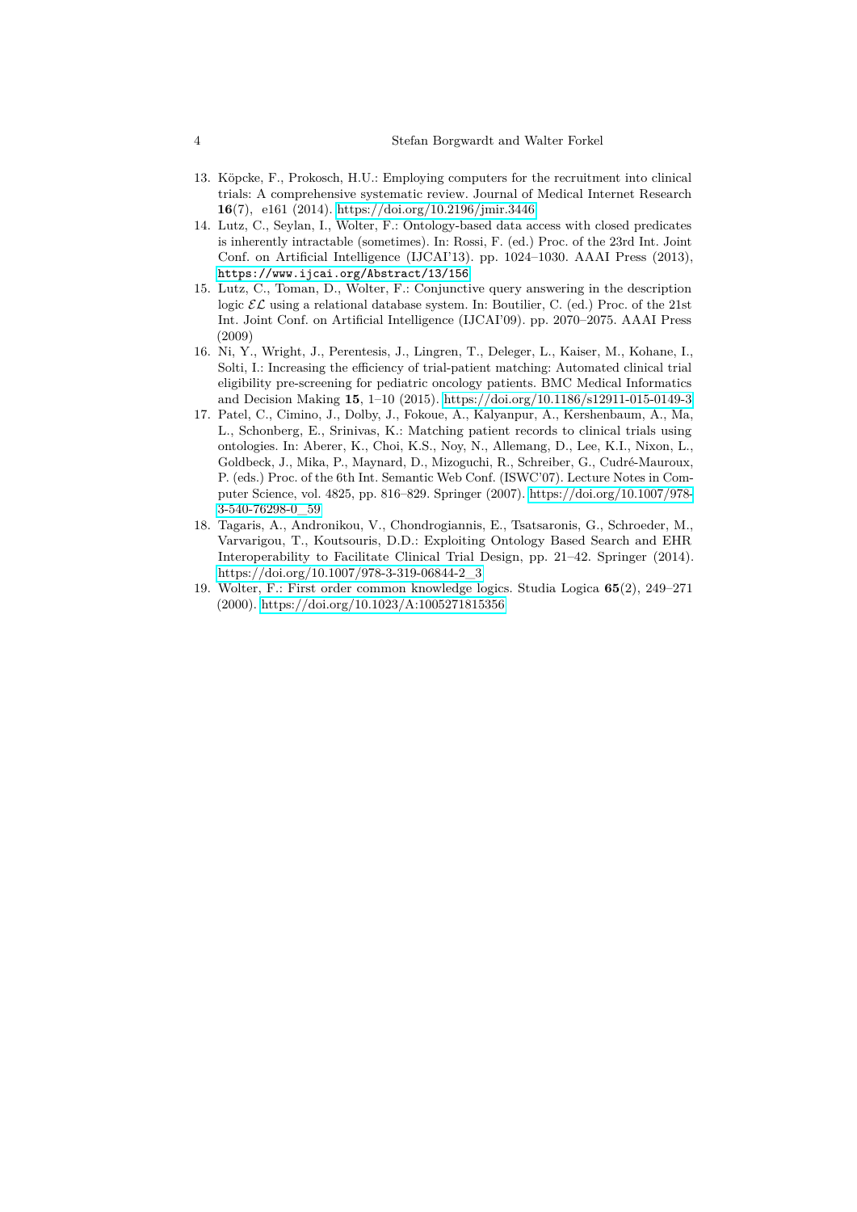13. Köpcke, F., Prokosch, H.U.: Employing computers for the recruitment into clinical trials: A comprehensive systematic review. Journal of Medical Internet Research **16**(7), e161 (2014). https://doi.org/10.2196/jmir.3446
14. Lutz, C., Seylan, I., Wolter, F.: Ontology-based data access with closed predicates is inherently intractable (sometimes). In: Rossi, F. (ed.) Proc. of the 23rd Int. Joint Conf. on Artificial Intelligence (IJCAI'13). pp. 1024–1030. AAAI Press (2013), `https://www.ijcai.org/Abstract/13/156`
15. Lutz, C., Toman, D., Wolter, F.: Conjunctive query answering in the description logic $\mathcal{EL}$ using a relational database system. In: Boutilier, C. (ed.) Proc. of the 21st Int. Joint Conf. on Artificial Intelligence (IJCAI'09). pp. 2070–2075. AAAI Press (2009)
16. Ni, Y., Wright, J., Perentesis, J., Lingren, T., Deleger, L., Kaiser, M., Kohane, I., Solti, I.: Increasing the efficiency of trial-patient matching: Automated clinical trial eligibility pre-screening for pediatric oncology patients. BMC Medical Informatics and Decision Making **15**, 1–10 (2015). https://doi.org/10.1186/s12911-015-0149-3
17. Patel, C., Cimino, J., Dolby, J., Fokoue, A., Kalyanpur, A., Kershenbaum, A., Ma, L., Schonberg, E., Srinivas, K.: Matching patient records to clinical trials using ontologies. In: Aberer, K., Choi, K.S., Noy, N., Allemang, D., Lee, K.I., Nixon, L., Goldbeck, J., Mika, P., Maynard, D., Mizoguchi, R., Schreiber, G., Cudré-Mauroux, P. (eds.) Proc. of the 6th Int. Semantic Web Conf. (ISWC'07). Lecture Notes in Computer Science, vol. 4825, pp. 816–829. Springer (2007). https://doi.org/10.1007/978-3-540-76298-0_59
18. Tagaris, A., Andronikou, V., Chondrogiannis, E., Tsatsaronis, G., Schroeder, M., Varvarigou, T., Koutsouris, D.D.: Exploiting Ontology Based Search and EHR Interoperability to Facilitate Clinical Trial Design, pp. 21–42. Springer (2014). https://doi.org/10.1007/978-3-319-06844-2_3
19. Wolter, F.: First order common knowledge logics. Studia Logica **65**(2), 249–271 (2000). https://doi.org/10.1023/A:1005271815356